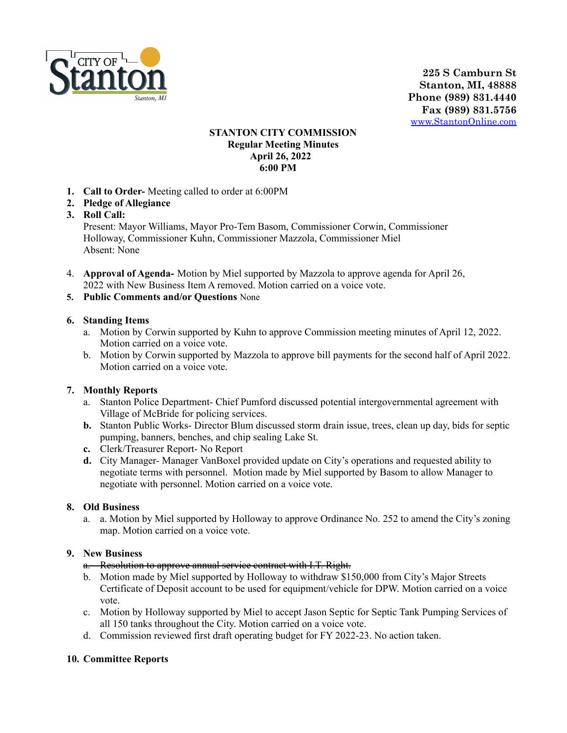CITY OF Stanton
Stanton, MI

**225 S Camburn St**
**Stanton, MI, 48888**
**Phone (989) 831.4440**
**Fax (989) 831.5756**
www.StantonOnline.com

**STANTON CITY COMMISSION**
**Regular Meeting Minutes**
**April 26, 2022**
**6:00 PM**

1. **Call to Order-** Meeting called to order at 6:00PM
2. **Pledge of Allegiance**
3. **Roll Call:**
   Present: Mayor Williams, Mayor Pro-Tem Basom, Commissioner Corwin, Commissioner Holloway, Commissioner Kuhn, Commissioner Mazzola, Commissioner Miel
   Absent: None
4. **Approval of Agenda-** Motion by Miel supported by Mazzola to approve agenda for April 26, 2022 with New Business Item A removed. Motion carried on a voice vote.
5. **Public Comments and/or Questions** None
6. **Standing Items**
   a. Motion by Corwin supported by Kuhn to approve Commission meeting minutes of April 12, 2022. Motion carried on a voice vote.
   b. Motion by Corwin supported by Mazzola to approve bill payments for the second half of April 2022. Motion carried on a voice vote.
7. **Monthly Reports**
   a. Stanton Police Department- Chief Pumford discussed potential intergovernmental agreement with Village of McBride for policing services.
   **b.** Stanton Public Works- Director Blum discussed storm drain issue, trees, clean up day, bids for septic pumping, banners, benches, and chip sealing Lake St.
   **c.** Clerk/Treasurer Report- No Report
   **d.** City Manager- Manager VanBoxel provided update on City's operations and requested ability to negotiate terms with personnel. Motion made by Miel supported by Basom to allow Manager to negotiate with personnel. Motion carried on a voice vote.
8. **Old Business**
   a. a. Motion by Miel supported by Holloway to approve Ordinance No. 252 to amend the City's zoning map. Motion carried on a voice vote.
9. **New Business**
   ~~a. Resolution to approve annual service contract with I.T. Right.~~
   b. Motion made by Miel supported by Holloway to withdraw $150,000 from City's Major Streets Certificate of Deposit account to be used for equipment/vehicle for DPW. Motion carried on a voice vote.
   c. Motion by Holloway supported by Miel to accept Jason Septic for Septic Tank Pumping Services of all 150 tanks throughout the City. Motion carried on a voice vote.
   d. Commission reviewed first draft operating budget for FY 2022-23. No action taken.
10. **Committee Reports**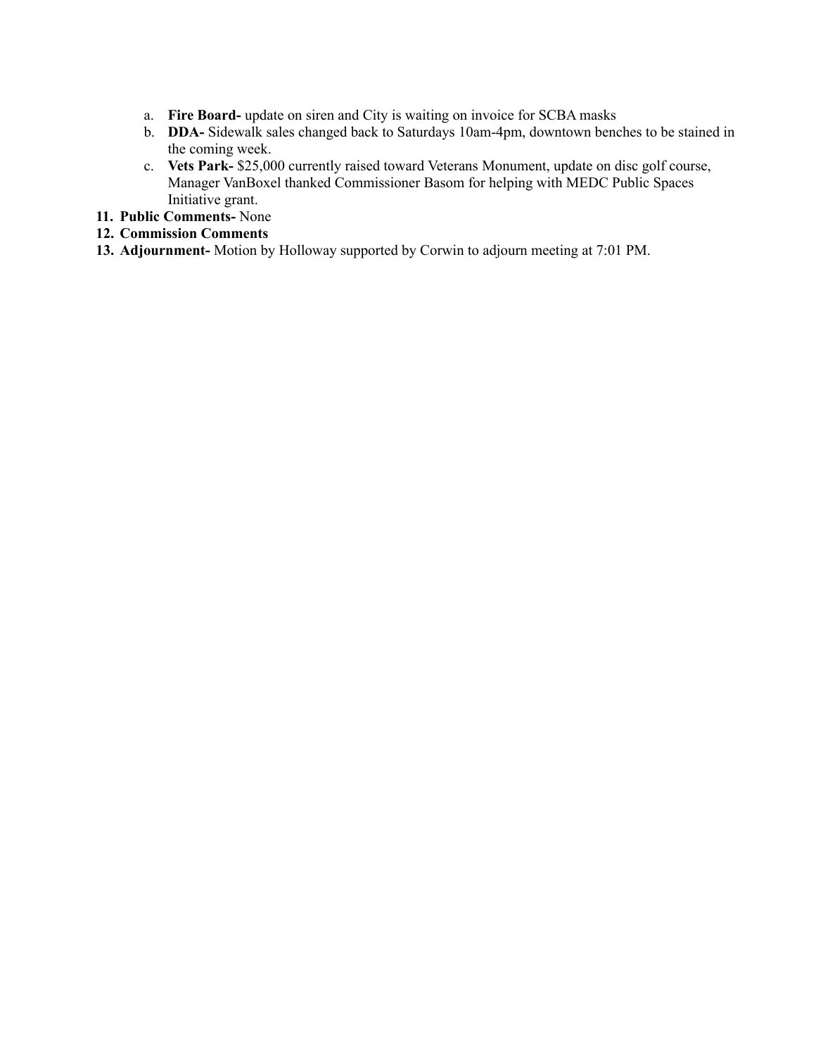a. **Fire Board-** update on siren and City is waiting on invoice for SCBA masks
   b. **DDA-** Sidewalk sales changed back to Saturdays 10am-4pm, downtown benches to be stained in the coming week.
   c. **Vets Park-** $25,000 currently raised toward Veterans Monument, update on disc golf course, Manager VanBoxel thanked Commissioner Basom for helping with MEDC Public Spaces Initiative grant.

11. **Public Comments-** None
12. **Commission Comments**
13. **Adjournment-** Motion by Holloway supported by Corwin to adjourn meeting at 7:01 PM.